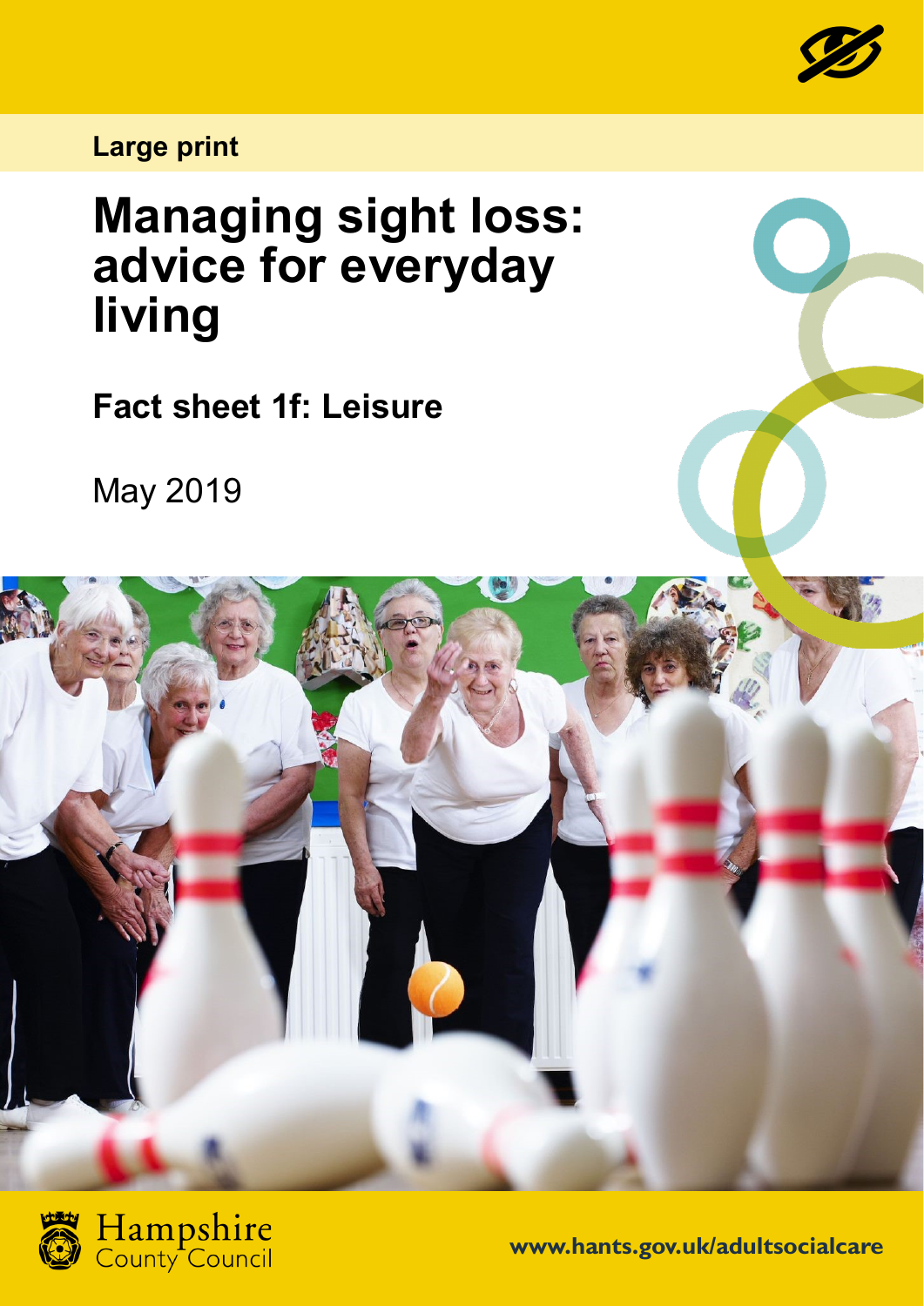Large print

# Managing sight loss: advice for everyday living

## Fact sheet 1f: Leisure

May 2019

Hampshire County Council

www.hants.gov.uk/adultsocialcare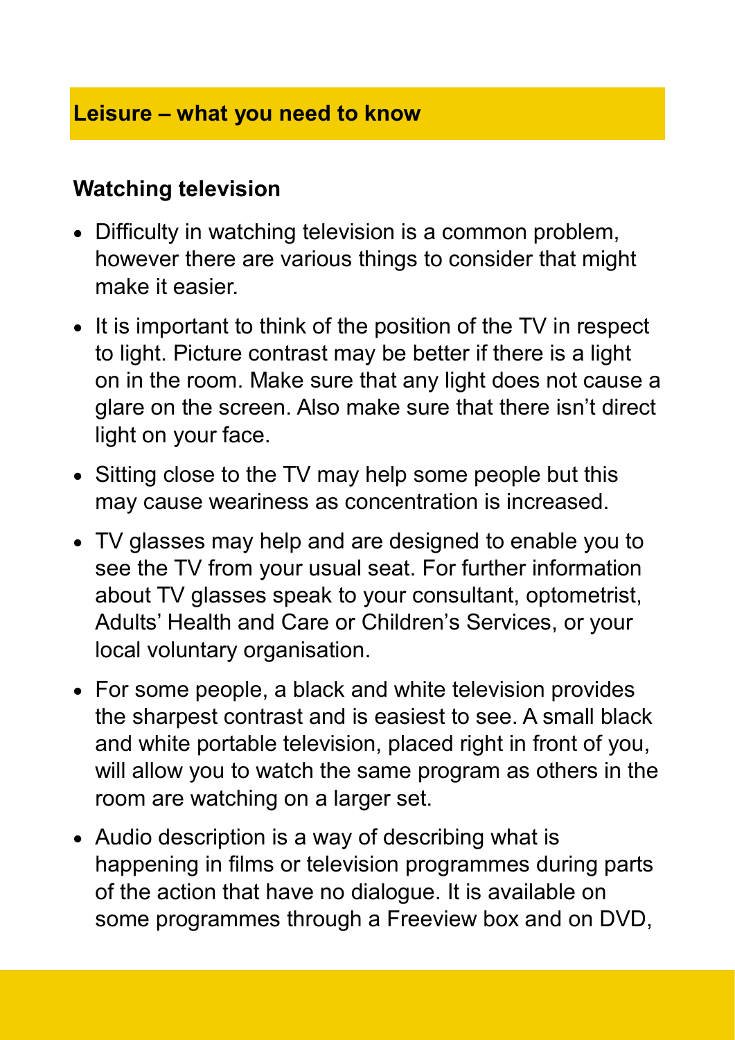## Leisure – what you need to know

### Watching television

- Difficulty in watching television is a common problem, however there are various things to consider that might make it easier.
- It is important to think of the position of the TV in respect to light. Picture contrast may be better if there is a light on in the room. Make sure that any light does not cause a glare on the screen. Also make sure that there isn't direct light on your face.
- Sitting close to the TV may help some people but this may cause weariness as concentration is increased.
- TV glasses may help and are designed to enable you to see the TV from your usual seat. For further information about TV glasses speak to your consultant, optometrist, Adults' Health and Care or Children's Services, or your local voluntary organisation.
- For some people, a black and white television provides the sharpest contrast and is easiest to see. A small black and white portable television, placed right in front of you, will allow you to watch the same program as others in the room are watching on a larger set.
- Audio description is a way of describing what is happening in films or television programmes during parts of the action that have no dialogue. It is available on some programmes through a Freeview box and on DVD,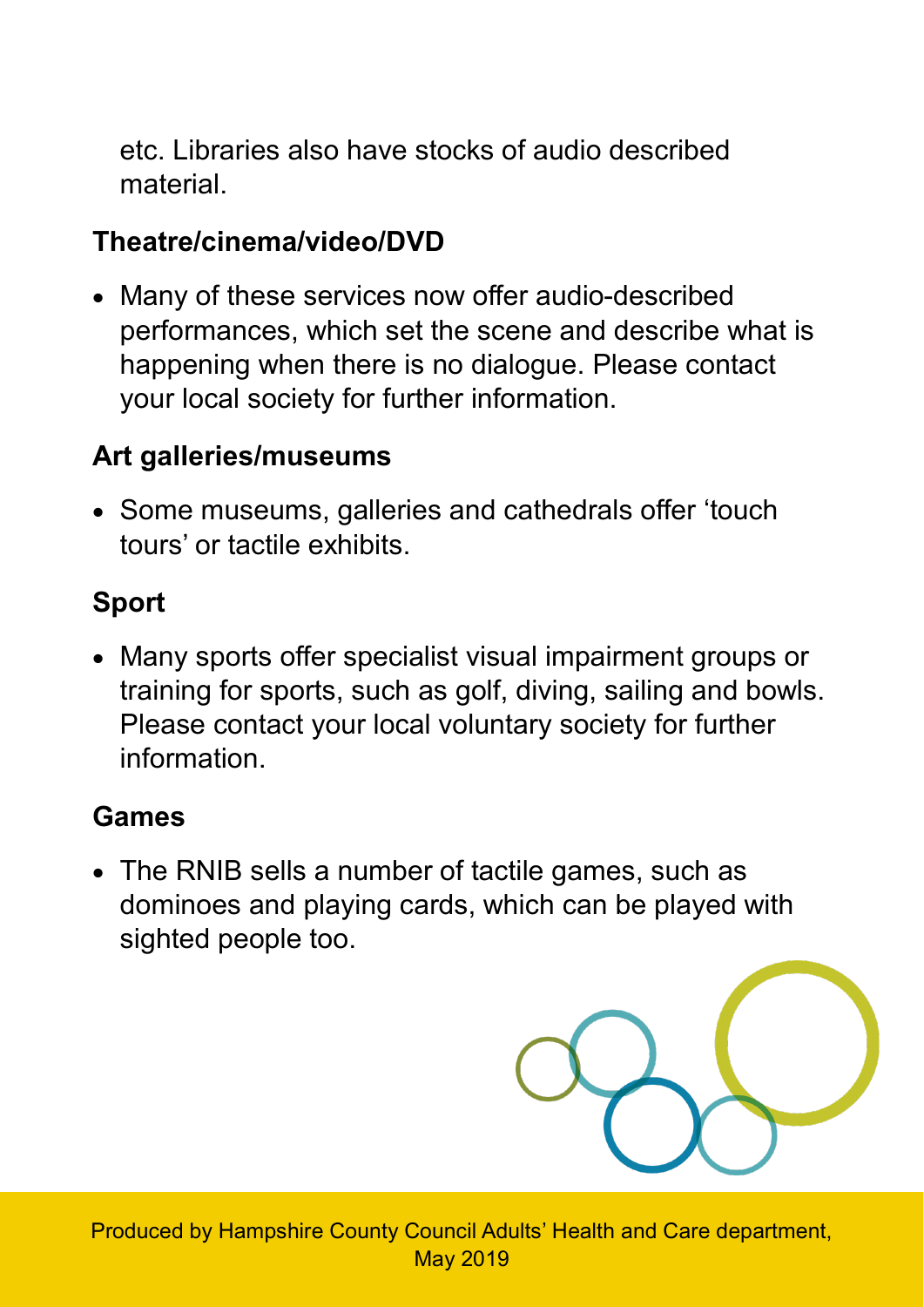etc. Libraries also have stocks of audio described material.

## Theatre/cinema/video/DVD

- Many of these services now offer audio-described performances, which set the scene and describe what is happening when there is no dialogue. Please contact your local society for further information.

## Art galleries/museums

- Some museums, galleries and cathedrals offer 'touch tours' or tactile exhibits.

## Sport

- Many sports offer specialist visual impairment groups or training for sports, such as golf, diving, sailing and bowls. Please contact your local voluntary society for further information.

## Games

- The RNIB sells a number of tactile games, such as dominoes and playing cards, which can be played with sighted people too.

Produced by Hampshire County Council Adults' Health and Care department, May 2019